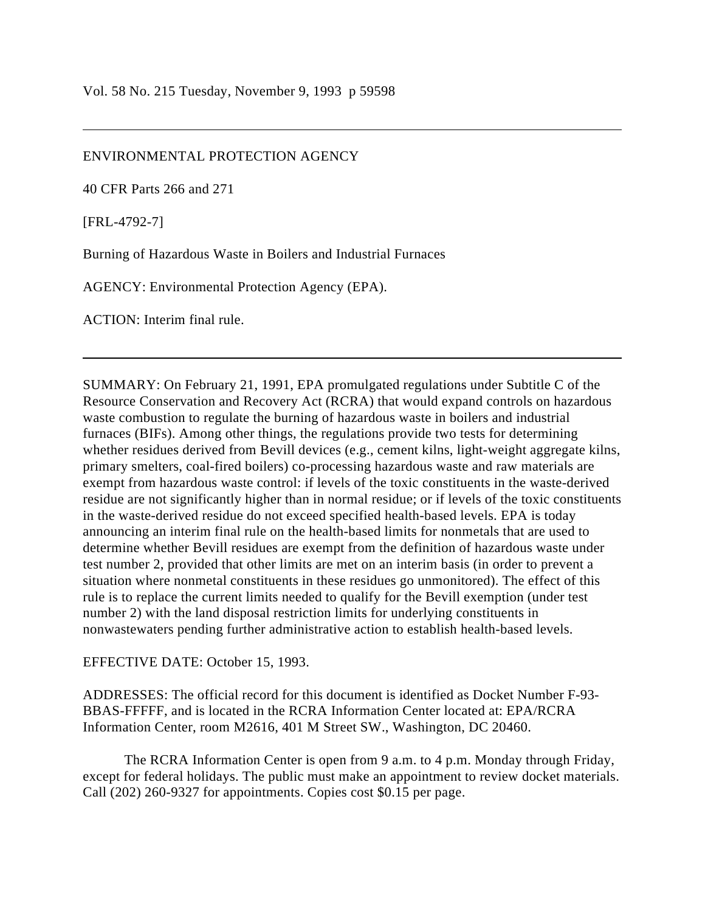Vol. 58 No. 215 Tuesday, November 9, 1993 p 59598

---

ENVIRONMENTAL PROTECTION AGENCY

40 CFR Parts 266 and 271

[FRL-4792-7]

Burning of Hazardous Waste in Boilers and Industrial Furnaces

AGENCY: Environmental Protection Agency (EPA).

ACTION: Interim final rule.

---

SUMMARY: On February 21, 1991, EPA promulgated regulations under Subtitle C of the Resource Conservation and Recovery Act (RCRA) that would expand controls on hazardous waste combustion to regulate the burning of hazardous waste in boilers and industrial furnaces (BIFs). Among other things, the regulations provide two tests for determining whether residues derived from Bevill devices (e.g., cement kilns, light-weight aggregate kilns, primary smelters, coal-fired boilers) co-processing hazardous waste and raw materials are exempt from hazardous waste control: if levels of the toxic constituents in the waste-derived residue are not significantly higher than in normal residue; or if levels of the toxic constituents in the waste-derived residue do not exceed specified health-based levels. EPA is today announcing an interim final rule on the health-based limits for nonmetals that are used to determine whether Bevill residues are exempt from the definition of hazardous waste under test number 2, provided that other limits are met on an interim basis (in order to prevent a situation where nonmetal constituents in these residues go unmonitored). The effect of this rule is to replace the current limits needed to qualify for the Bevill exemption (under test number 2) with the land disposal restriction limits for underlying constituents in nonwastewaters pending further administrative action to establish health-based levels.

EFFECTIVE DATE: October 15, 1993.

ADDRESSES: The official record for this document is identified as Docket Number F-93-BBAS-FFFFF, and is located in the RCRA Information Center located at: EPA/RCRA Information Center, room M2616, 401 M Street SW., Washington, DC 20460.

The RCRA Information Center is open from 9 a.m. to 4 p.m. Monday through Friday, except for federal holidays. The public must make an appointment to review docket materials. Call (202) 260-9327 for appointments. Copies cost $0.15 per page.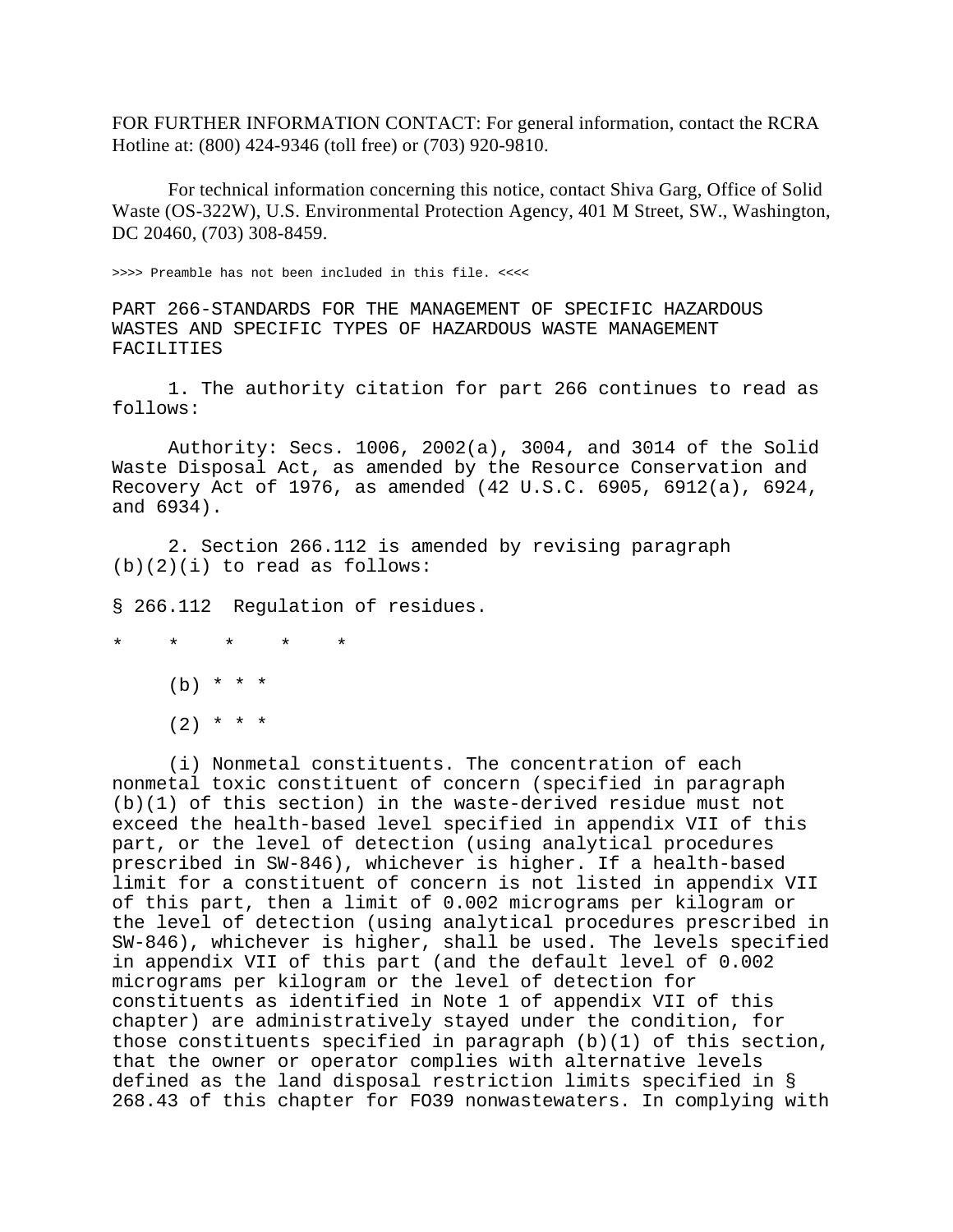FOR FURTHER INFORMATION CONTACT: For general information, contact the RCRA Hotline at: (800) 424-9346 (toll free) or (703) 920-9810.

For technical information concerning this notice, contact Shiva Garg, Office of Solid Waste (OS-322W), U.S. Environmental Protection Agency, 401 M Street, SW., Washington, DC 20460, (703) 308-8459.

>>>> Preamble has not been included in this file. <<<<

PART 266-STANDARDS FOR THE MANAGEMENT OF SPECIFIC HAZARDOUS WASTES AND SPECIFIC TYPES OF HAZARDOUS WASTE MANAGEMENT FACILITIES

1. The authority citation for part 266 continues to read as follows:

Authority: Secs. 1006, 2002(a), 3004, and 3014 of the Solid Waste Disposal Act, as amended by the Resource Conservation and Recovery Act of 1976, as amended (42 U.S.C. 6905, 6912(a), 6924, and 6934).

2. Section 266.112 is amended by revising paragraph (b)(2)(i) to read as follows:

§ 266.112 Regulation of residues.

\* \* \* \* \*

(b) \* \* \*

(2) \* \* \*

(i) Nonmetal constituents. The concentration of each nonmetal toxic constituent of concern (specified in paragraph (b)(1) of this section) in the waste-derived residue must not exceed the health-based level specified in appendix VII of this part, or the level of detection (using analytical procedures prescribed in SW-846), whichever is higher. If a health-based limit for a constituent of concern is not listed in appendix VII of this part, then a limit of 0.002 micrograms per kilogram or the level of detection (using analytical procedures prescribed in SW-846), whichever is higher, shall be used. The levels specified in appendix VII of this part (and the default level of 0.002 micrograms per kilogram or the level of detection for constituents as identified in Note 1 of appendix VII of this chapter) are administratively stayed under the condition, for those constituents specified in paragraph (b)(1) of this section, that the owner or operator complies with alternative levels defined as the land disposal restriction limits specified in § 268.43 of this chapter for FO39 nonwastewaters. In complying with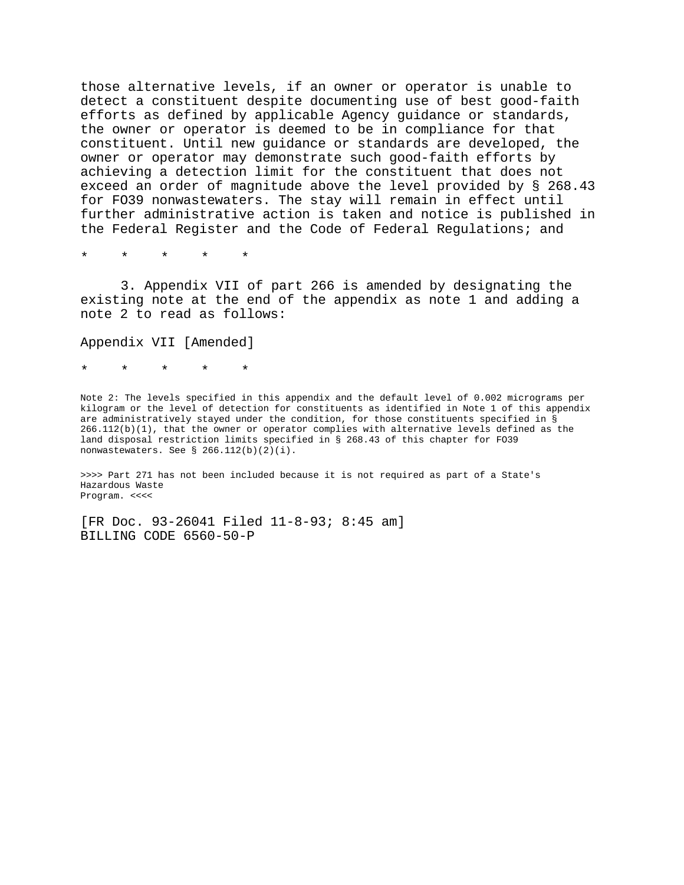those alternative levels, if an owner or operator is unable to detect a constituent despite documenting use of best good-faith efforts as defined by applicable Agency guidance or standards, the owner or operator is deemed to be in compliance for that constituent. Until new guidance or standards are developed, the owner or operator may demonstrate such good-faith efforts by achieving a detection limit for the constituent that does not exceed an order of magnitude above the level provided by § 268.43 for FO39 nonwastewaters. The stay will remain in effect until further administrative action is taken and notice is published in the Federal Register and the Code of Federal Regulations; and

* * * * *

3. Appendix VII of part 266 is amended by designating the existing note at the end of the appendix as note 1 and adding a note 2 to read as follows:

Appendix VII [Amended]

* * * * *

Note 2: The levels specified in this appendix and the default level of 0.002 micrograms per kilogram or the level of detection for constituents as identified in Note 1 of this appendix are administratively stayed under the condition, for those constituents specified in § 266.112(b)(1), that the owner or operator complies with alternative levels defined as the land disposal restriction limits specified in § 268.43 of this chapter for FO39 nonwastewaters. See § 266.112(b)(2)(i).

>>>> Part 271 has not been included because it is not required as part of a State's Hazardous Waste Program. <<<<

[FR Doc. 93-26041 Filed 11-8-93; 8:45 am]
BILLING CODE 6560-50-P